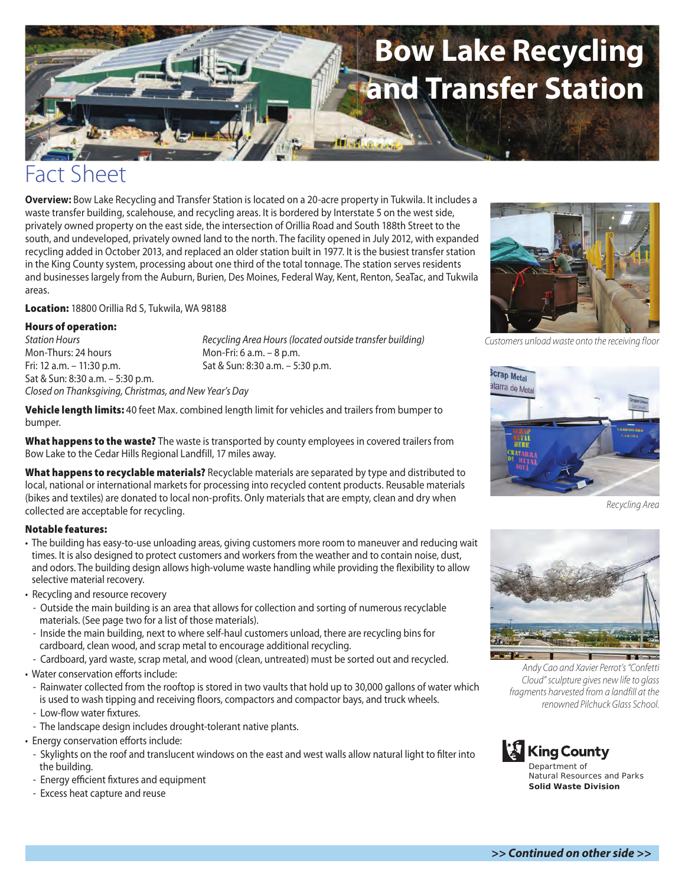# Bow Lake Recycling and Transfer Station

## Fact Sheet

**Overview:** Bow Lake Recycling and Transfer Station is located on a 20-acre property in Tukwila. It includes a waste transfer building, scalehouse, and recycling areas. It is bordered by Interstate 5 on the west side, privately owned property on the east side, the intersection of Orillia Road and South 188th Street to the south, and undeveloped, privately owned land to the north. The facility opened in July 2012, with expanded recycling added in October 2013, and replaced an older station built in 1977. It is the busiest transfer station in the King County system, processing about one third of the total tonnage. The station serves residents and businesses largely from the Auburn, Burien, Des Moines, Federal Way, Kent, Renton, SeaTac, and Tukwila areas.

**Location:** 18800 Orillia Rd S, Tukwila, WA 98188

**Hours of operation:**

*Station Hours*
Mon-Thurs: 24 hours
Fri: 12 a.m. – 11:30 p.m.
Sat & Sun: 8:30 a.m. – 5:30 p.m.
*Closed on Thanksgiving, Christmas, and New Year's Day*

*Recycling Area Hours (located outside transfer building)*
Mon-Fri: 6 a.m. – 8 p.m.
Sat & Sun: 8:30 a.m. – 5:30 p.m.

**Vehicle length limits:** 40 feet Max. combined length limit for vehicles and trailers from bumper to bumper.

**What happens to the waste?** The waste is transported by county employees in covered trailers from Bow Lake to the Cedar Hills Regional Landfill, 17 miles away.

**What happens to recyclable materials?** Recyclable materials are separated by type and distributed to local, national or international markets for processing into recycled content products. Reusable materials (bikes and textiles) are donated to local non-profits. Only materials that are empty, clean and dry when collected are acceptable for recycling.

**Notable features:**

- The building has easy-to-use unloading areas, giving customers more room to maneuver and reducing wait times. It is also designed to protect customers and workers from the weather and to contain noise, dust, and odors. The building design allows high-volume waste handling while providing the flexibility to allow selective material recovery.
- Recycling and resource recovery
  - Outside the main building is an area that allows for collection and sorting of numerous recyclable materials. (See page two for a list of those materials).
  - Inside the main building, next to where self-haul customers unload, there are recycling bins for cardboard, clean wood, and scrap metal to encourage additional recycling.
  - Cardboard, yard waste, scrap metal, and wood (clean, untreated) must be sorted out and recycled.
- Water conservation efforts include:
  - Rainwater collected from the rooftop is stored in two vaults that hold up to 30,000 gallons of water which is used to wash tipping and receiving floors, compactors and compactor bays, and truck wheels.
  - Low-flow water fixtures.
  - The landscape design includes drought-tolerant native plants.
- Energy conservation efforts include:
  - Skylights on the roof and translucent windows on the east and west walls allow natural light to filter into the building.
  - Energy efficient fixtures and equipment
  - Excess heat capture and reuse

*Customers unload waste onto the receiving floor*

*Recycling Area*

*Andy Cao and Xavier Perrot's "Confetti Cloud" sculpture gives new life to glass fragments harvested from a landfill at the renowned Pilchuck Glass School.*

King County
Department of Natural Resources and Parks
**Solid Waste Division**

***>> Continued on other side >>***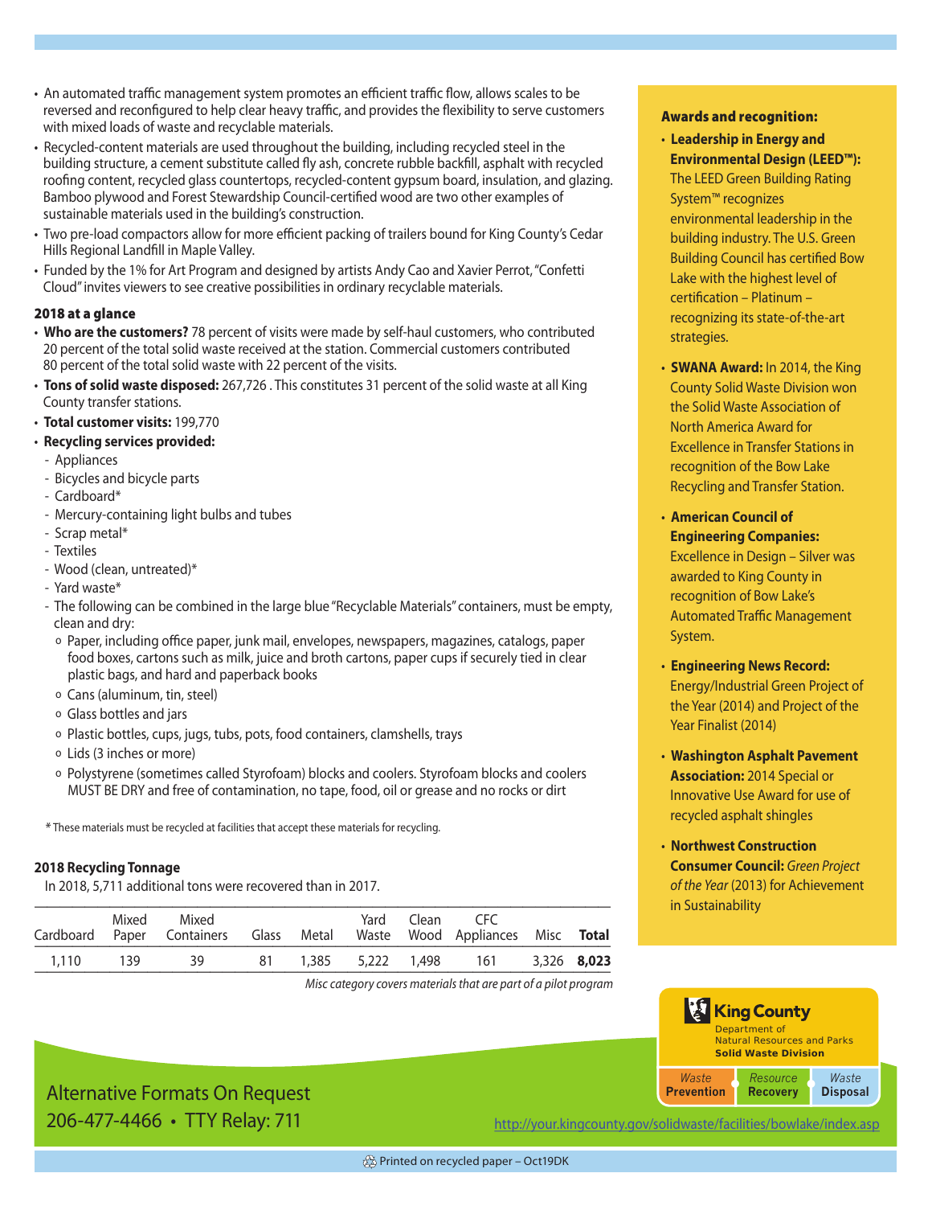- An automated traffic management system promotes an efficient traffic flow, allows scales to be reversed and reconfigured to help clear heavy traffic, and provides the flexibility to serve customers with mixed loads of waste and recyclable materials.
- Recycled-content materials are used throughout the building, including recycled steel in the building structure, a cement substitute called fly ash, concrete rubble backfill, asphalt with recycled roofing content, recycled glass countertops, recycled-content gypsum board, insulation, and glazing. Bamboo plywood and Forest Stewardship Council-certified wood are two other examples of sustainable materials used in the building's construction.
- Two pre-load compactors allow for more efficient packing of trailers bound for King County's Cedar Hills Regional Landfill in Maple Valley.
- Funded by the 1% for Art Program and designed by artists Andy Cao and Xavier Perrot, "Confetti Cloud" invites viewers to see creative possibilities in ordinary recyclable materials.

### 2018 at a glance

- **Who are the customers?** 78 percent of visits were made by self-haul customers, who contributed 20 percent of the total solid waste received at the station. Commercial customers contributed 80 percent of the total solid waste with 22 percent of the visits.
- **Tons of solid waste disposed:** 267,726 . This constitutes 31 percent of the solid waste at all King County transfer stations.
- **Total customer visits:** 199,770
- **Recycling services provided:**
  - Appliances
  - Bicycles and bicycle parts
  - Cardboard*
  - Mercury-containing light bulbs and tubes
  - Scrap metal*
  - Textiles
  - Wood (clean, untreated)*
  - Yard waste*
  - The following can be combined in the large blue "Recyclable Materials" containers, must be empty, clean and dry:
    - Paper, including office paper, junk mail, envelopes, newspapers, magazines, catalogs, paper food boxes, cartons such as milk, juice and broth cartons, paper cups if securely tied in clear plastic bags, and hard and paperback books
    - Cans (aluminum, tin, steel)
    - Glass bottles and jars
    - Plastic bottles, cups, jugs, tubs, pots, food containers, clamshells, trays
    - Lids (3 inches or more)
    - Polystyrene (sometimes called Styrofoam) blocks and coolers. Styrofoam blocks and coolers MUST BE DRY and free of contamination, no tape, food, oil or grease and no rocks or dirt

\* These materials must be recycled at facilities that accept these materials for recycling.

### 2018 Recycling Tonnage

In 2018, 5,711 additional tons were recovered than in 2017.

| Cardboard | Mixed Paper | Mixed Containers | Glass | Metal | Yard Waste | Clean Wood | CFC Appliances | Misc | **Total** |
|---|---|---|---|---|---|---|---|---|---|
| 1,110 | 139 | 39 | 81 | 1,385 | 5,222 | 1,498 | 161 | 3,326 | **8,023** |

*Misc category covers materials that are part of a pilot program*

### Awards and recognition:

- **Leadership in Energy and Environmental Design (LEED™):** The LEED Green Building Rating System™ recognizes environmental leadership in the building industry. The U.S. Green Building Council has certified Bow Lake with the highest level of certification – Platinum – recognizing its state-of-the-art strategies.
- **SWANA Award:** In 2014, the King County Solid Waste Division won the Solid Waste Association of North America Award for Excellence in Transfer Stations in recognition of the Bow Lake Recycling and Transfer Station.
- **American Council of Engineering Companies:** Excellence in Design – Silver was awarded to King County in recognition of Bow Lake's Automated Traffic Management System.
- **Engineering News Record:** Energy/Industrial Green Project of the Year (2014) and Project of the Year Finalist (2014)
- **Washington Asphalt Pavement Association:** 2014 Special or Innovative Use Award for use of recycled asphalt shingles
- **Northwest Construction Consumer Council:** *Green Project of the Year* (2013) for Achievement in Sustainability

Alternative Formats On Request
206-477-4466 • TTY Relay: 711

King County
Department of Natural Resources and Parks
**Solid Waste Division**

*Waste* **Prevention** | *Resource* **Recovery** | *Waste* **Disposal**

http://your.kingcounty.gov/solidwaste/facilities/bowlake/index.asp

Printed on recycled paper – Oct19DK